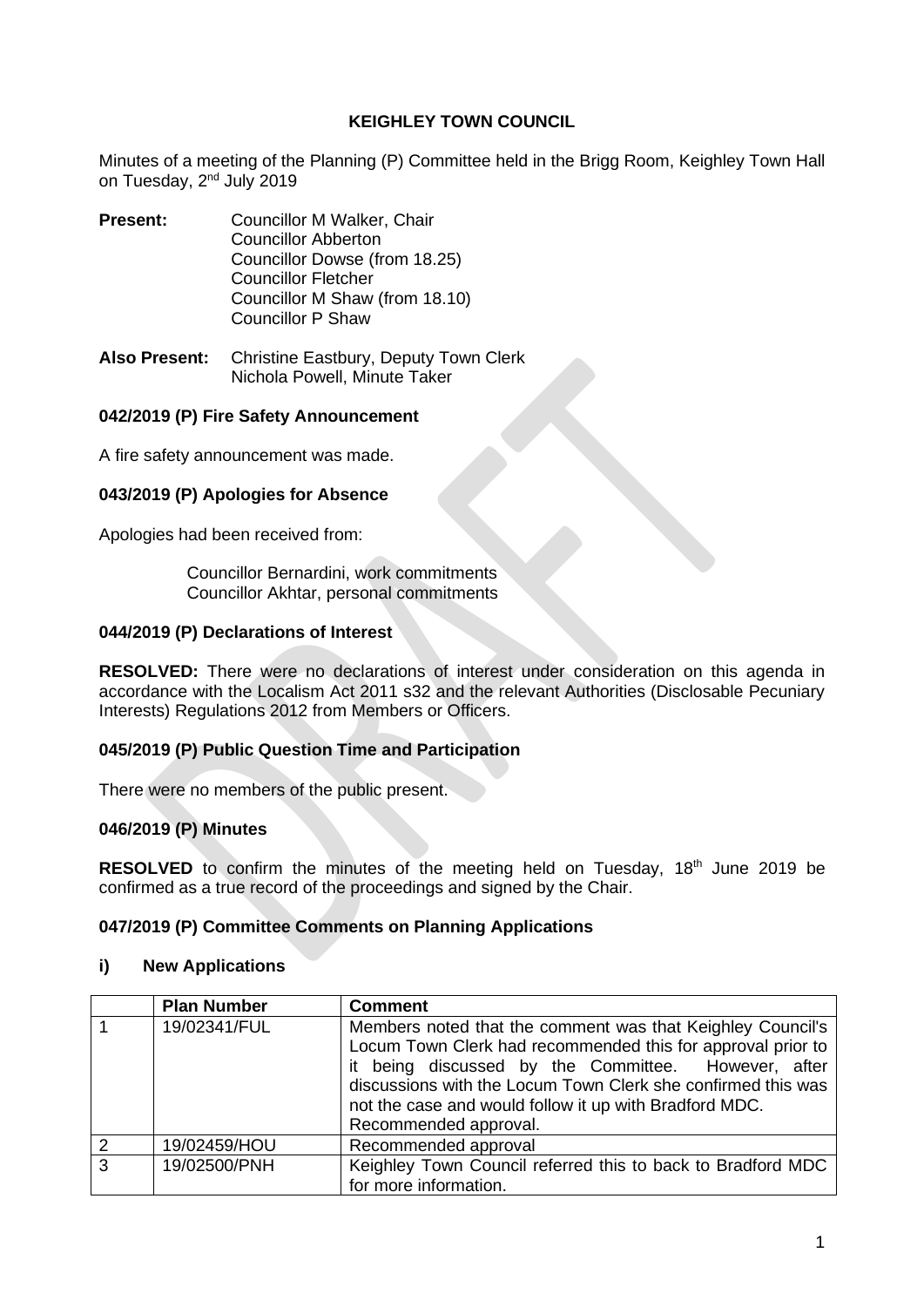**KEIGHLEY TOWN COUNCIL**

Minutes of a meeting of the Planning (P) Committee held in the Brigg Room, Keighley Town Hall on Tuesday, 2nd July 2019

**Present:** Councillor M Walker, Chair
Councillor Abberton
Councillor Dowse (from 18.25)
Councillor Fletcher
Councillor M Shaw (from 18.10)
Councillor P Shaw

**Also Present:** Christine Eastbury, Deputy Town Clerk
Nichola Powell, Minute Taker

### 042/2019 (P) Fire Safety Announcement

A fire safety announcement was made.

### 043/2019 (P) Apologies for Absence

Apologies had been received from:

Councillor Bernardini, work commitments
Councillor Akhtar, personal commitments

### 044/2019 (P) Declarations of Interest

**RESOLVED:** There were no declarations of interest under consideration on this agenda in accordance with the Localism Act 2011 s32 and the relevant Authorities (Disclosable Pecuniary Interests) Regulations 2012 from Members or Officers.

### 045/2019 (P) Public Question Time and Participation

There were no members of the public present.

### 046/2019 (P) Minutes

**RESOLVED** to confirm the minutes of the meeting held on Tuesday, 18th June 2019 be confirmed as a true record of the proceedings and signed by the Chair.

### 047/2019 (P) Committee Comments on Planning Applications

#### i) New Applications

| | Plan Number | Comment |
|---|---|---|
| 1 | 19/02341/FUL | Members noted that the comment was that Keighley Council's Locum Town Clerk had recommended this for approval prior to it being discussed by the Committee. However, after discussions with the Locum Town Clerk she confirmed this was not the case and would follow it up with Bradford MDC. Recommended approval. |
| 2 | 19/02459/HOU | Recommended approval |
| 3 | 19/02500/PNH | Keighley Town Council referred this to back to Bradford MDC for more information. |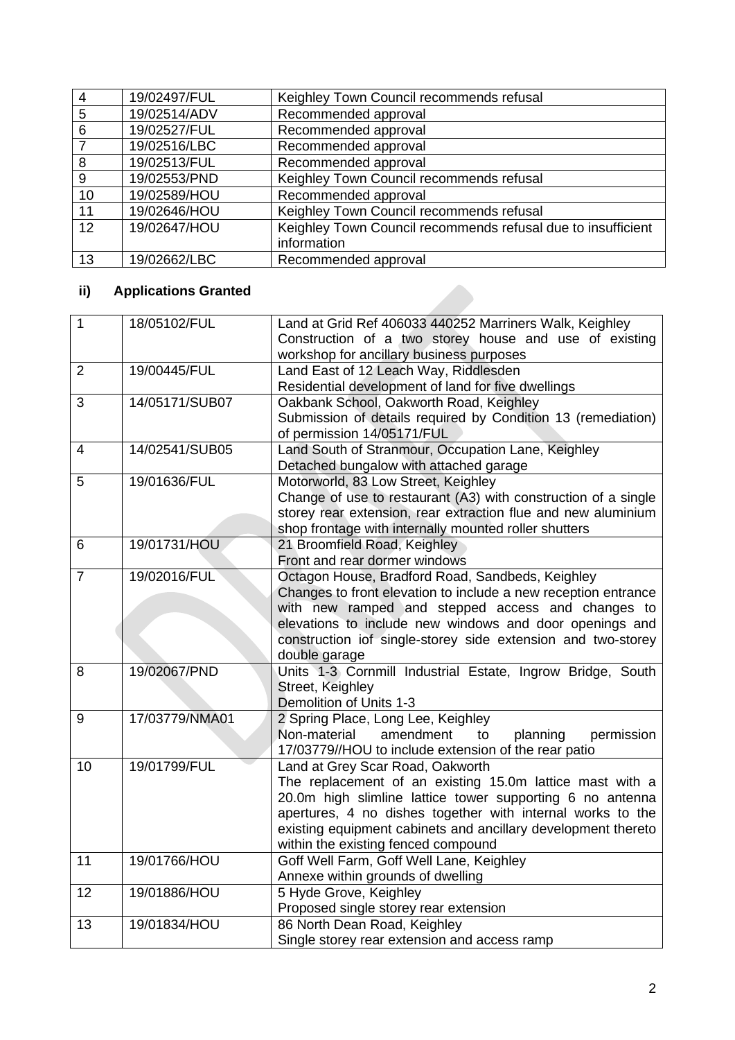| 4 | 19/02497/FUL | Keighley Town Council recommends refusal |
|---|---|---|
| 5 | 19/02514/ADV | Recommended approval |
| 6 | 19/02527/FUL | Recommended approval |
| 7 | 19/02516/LBC | Recommended approval |
| 8 | 19/02513/FUL | Recommended approval |
| 9 | 19/02553/PND | Keighley Town Council recommends refusal |
| 10 | 19/02589/HOU | Recommended approval |
| 11 | 19/02646/HOU | Keighley Town Council recommends refusal |
| 12 | 19/02647/HOU | Keighley Town Council recommends refusal due to insufficient information |
| 13 | 19/02662/LBC | Recommended approval |

### ii) Applications Granted

| 1 | 18/05102/FUL | Land at Grid Ref 406033 440252 Marriners Walk, Keighley<br>Construction of a two storey house and use of existing workshop for ancillary business purposes |
|---|---|---|
| 2 | 19/00445/FUL | Land East of 12 Leach Way, Riddlesden<br>Residential development of land for five dwellings |
| 3 | 14/05171/SUB07 | Oakbank School, Oakworth Road, Keighley<br>Submission of details required by Condition 13 (remediation) of permission 14/05171/FUL |
| 4 | 14/02541/SUB05 | Land South of Stranmour, Occupation Lane, Keighley<br>Detached bungalow with attached garage |
| 5 | 19/01636/FUL | Motorworld, 83 Low Street, Keighley<br>Change of use to restaurant (A3) with construction of a single storey rear extension, rear extraction flue and new aluminium shop frontage with internally mounted roller shutters |
| 6 | 19/01731/HOU | 21 Broomfield Road, Keighley<br>Front and rear dormer windows |
| 7 | 19/02016/FUL | Octagon House, Bradford Road, Sandbeds, Keighley<br>Changes to front elevation to include a new reception entrance with new ramped and stepped access and changes to elevations to include new windows and door openings and construction iof single-storey side extension and two-storey double garage |
| 8 | 19/02067/PND | Units 1-3 Cornmill Industrial Estate, Ingrow Bridge, South Street, Keighley<br>Demolition of Units 1-3 |
| 9 | 17/03779/NMA01 | 2 Spring Place, Long Lee, Keighley<br>Non-material amendment to planning permission 17/03779//HOU to include extension of the rear patio |
| 10 | 19/01799/FUL | Land at Grey Scar Road, Oakworth<br>The replacement of an existing 15.0m lattice mast with a 20.0m high slimline lattice tower supporting 6 no antenna apertures, 4 no dishes together with internal works to the existing equipment cabinets and ancillary development thereto within the existing fenced compound |
| 11 | 19/01766/HOU | Goff Well Farm, Goff Well Lane, Keighley<br>Annexe within grounds of dwelling |
| 12 | 19/01886/HOU | 5 Hyde Grove, Keighley<br>Proposed single storey rear extension |
| 13 | 19/01834/HOU | 86 North Dean Road, Keighley<br>Single storey rear extension and access ramp |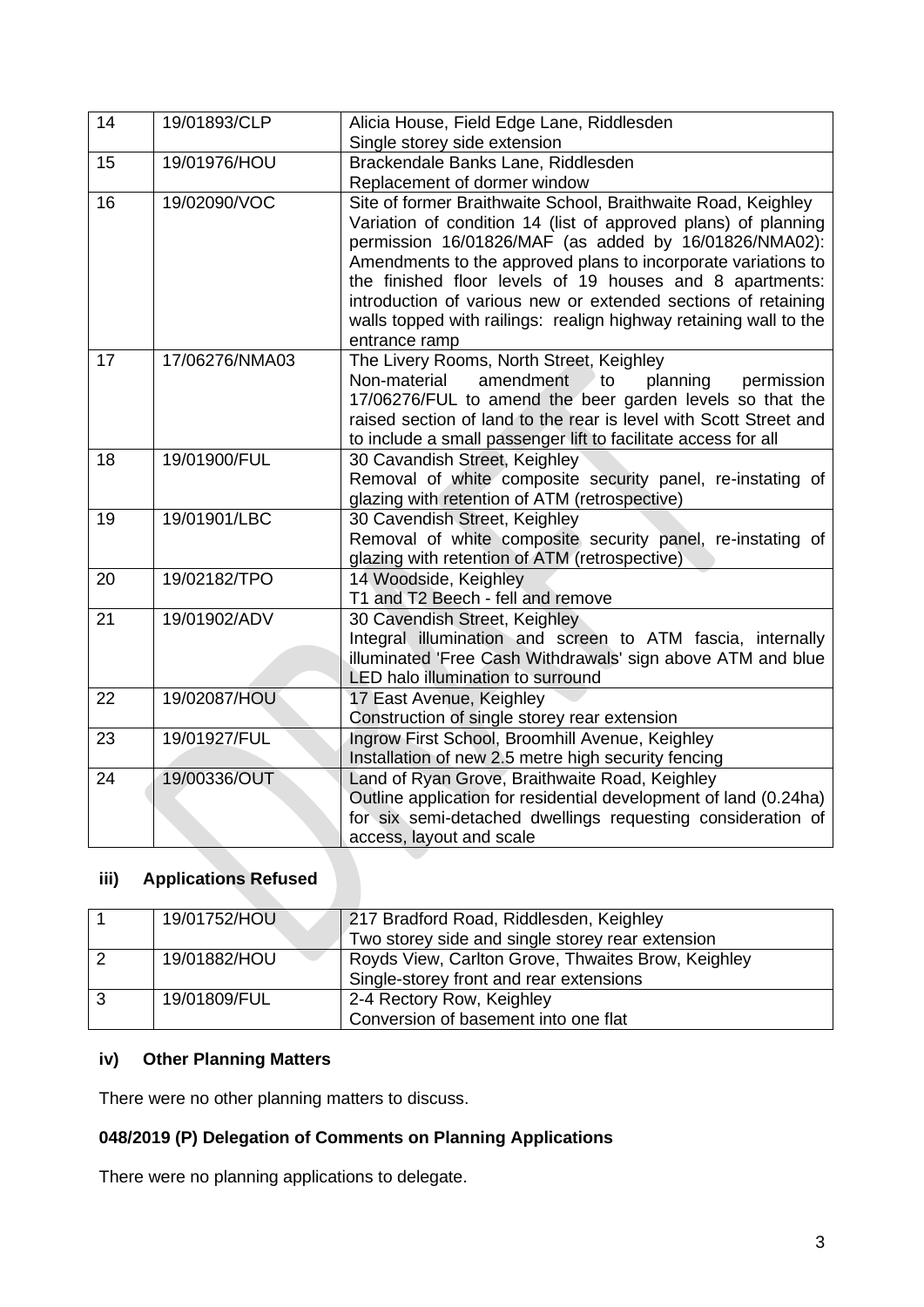| 14 | 19/01893/CLP | Alicia House, Field Edge Lane, Riddlesden<br>Single storey side extension |
|---|---|---|
| 15 | 19/01976/HOU | Brackendale Banks Lane, Riddlesden<br>Replacement of dormer window |
| 16 | 19/02090/VOC | Site of former Braithwaite School, Braithwaite Road, Keighley<br>Variation of condition 14 (list of approved plans) of planning permission 16/01826/MAF (as added by 16/01826/NMA02): Amendments to the approved plans to incorporate variations to the finished floor levels of 19 houses and 8 apartments: introduction of various new or extended sections of retaining walls topped with railings: realign highway retaining wall to the entrance ramp |
| 17 | 17/06276/NMA03 | The Livery Rooms, North Street, Keighley<br>Non-material amendment to planning permission 17/06276/FUL to amend the beer garden levels so that the raised section of land to the rear is level with Scott Street and to include a small passenger lift to facilitate access for all |
| 18 | 19/01900/FUL | 30 Cavandish Street, Keighley<br>Removal of white composite security panel, re-instating of glazing with retention of ATM (retrospective) |
| 19 | 19/01901/LBC | 30 Cavandish Street, Keighley<br>Removal of white composite security panel, re-instating of glazing with retention of ATM (retrospective) |
| 20 | 19/02182/TPO | 14 Woodside, Keighley<br>T1 and T2 Beech - fell and remove |
| 21 | 19/01902/ADV | 30 Cavandish Street, Keighley<br>Integral illumination and screen to ATM fascia, internally illuminated 'Free Cash Withdrawals' sign above ATM and blue LED halo illumination to surround |
| 22 | 19/02087/HOU | 17 East Avenue, Keighley<br>Construction of single storey rear extension |
| 23 | 19/01927/FUL | Ingrow First School, Broomhill Avenue, Keighley<br>Installation of new 2.5 metre high security fencing |
| 24 | 19/00336/OUT | Land of Ryan Grove, Braithwaite Road, Keighley<br>Outline application for residential development of land (0.24ha) for six semi-detached dwellings requesting consideration of access, layout and scale |

### iii) Applications Refused

| 1 | 19/01752/HOU | 217 Bradford Road, Riddlesden, Keighley<br>Two storey side and single storey rear extension |
|---|---|---|
| 2 | 19/01882/HOU | Royds View, Carlton Grove, Thwaites Brow, Keighley<br>Single-storey front and rear extensions |
| 3 | 19/01809/FUL | 2-4 Rectory Row, Keighley<br>Conversion of basement into one flat |

### iv) Other Planning Matters

There were no other planning matters to discuss.

### 048/2019 (P) Delegation of Comments on Planning Applications

There were no planning applications to delegate.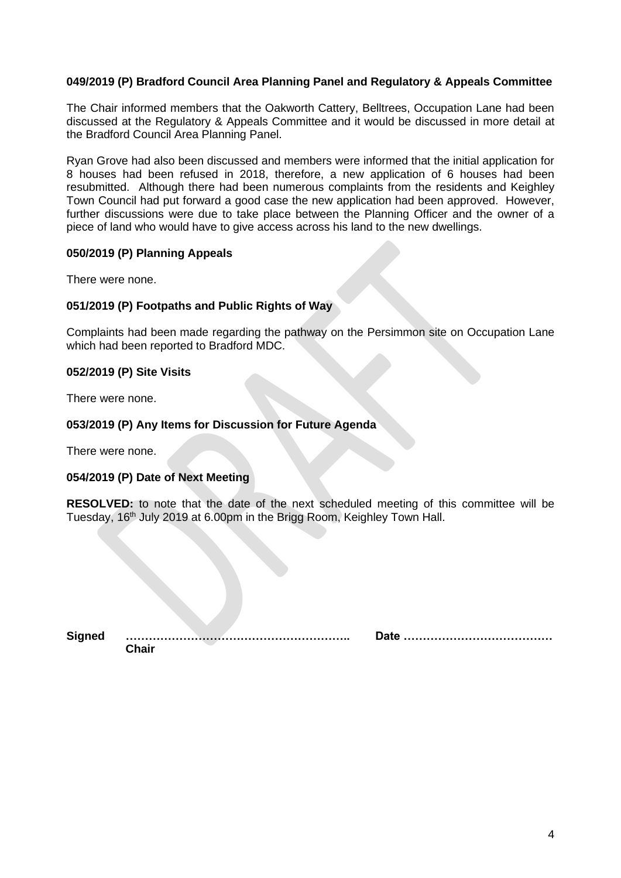**049/2019 (P) Bradford Council Area Planning Panel and Regulatory & Appeals Committee**

The Chair informed members that the Oakworth Cattery, Belltrees, Occupation Lane had been discussed at the Regulatory & Appeals Committee and it would be discussed in more detail at the Bradford Council Area Planning Panel.

Ryan Grove had also been discussed and members were informed that the initial application for 8 houses had been refused in 2018, therefore, a new application of 6 houses had been resubmitted. Although there had been numerous complaints from the residents and Keighley Town Council had put forward a good case the new application had been approved. However, further discussions were due to take place between the Planning Officer and the owner of a piece of land who would have to give access across his land to the new dwellings.

**050/2019 (P) Planning Appeals**

There were none.

**051/2019 (P) Footpaths and Public Rights of Way**

Complaints had been made regarding the pathway on the Persimmon site on Occupation Lane which had been reported to Bradford MDC.

**052/2019 (P) Site Visits**

There were none.

**053/2019 (P) Any Items for Discussion for Future Agenda**

There were none.

**054/2019 (P) Date of Next Meeting**

**RESOLVED:** to note that the date of the next scheduled meeting of this committee will be Tuesday, 16th July 2019 at 6.00pm in the Brigg Room, Keighley Town Hall.

**Signed** ………………………………………………….. **Date** …………………………………
**Chair**